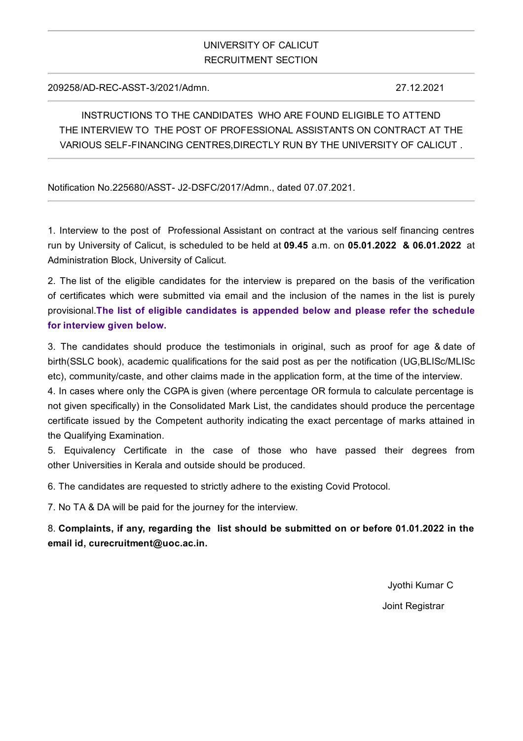UNIVERSITY OF CALICUT
RECRUITMENT SECTION

209258/AD-REC-ASST-3/2021/Admn. 27.12.2021

INSTRUCTIONS TO THE CANDIDATES WHO ARE FOUND ELIGIBLE TO ATTEND THE INTERVIEW TO THE POST OF PROFESSIONAL ASSISTANTS ON CONTRACT AT THE VARIOUS SELF-FINANCING CENTRES,DIRECTLY RUN BY THE UNIVERSITY OF CALICUT .

Notification No.225680/ASST- J2-DSFC/2017/Admn., dated 07.07.2021.

1. Interview to the post of Professional Assistant on contract at the various self financing centres run by University of Calicut, is scheduled to be held at **09.45** a.m. on **05.01.2022 & 06.01.2022** at Administration Block, University of Calicut.

2. The list of the eligible candidates for the interview is prepared on the basis of the verification of certificates which were submitted via email and the inclusion of the names in the list is purely provisional.**The list of eligible candidates is appended below and please refer the schedule for interview given below.**

3. The candidates should produce the testimonials in original, such as proof for age & date of birth(SSLC book), academic qualifications for the said post as per the notification (UG,BLISc/MLISc etc), community/caste, and other claims made in the application form, at the time of the interview.

4. In cases where only the CGPA is given (where percentage OR formula to calculate percentage is not given specifically) in the Consolidated Mark List, the candidates should produce the percentage certificate issued by the Competent authority indicating the exact percentage of marks attained in the Qualifying Examination.

5. Equivalency Certificate in the case of those who have passed their degrees from other Universities in Kerala and outside should be produced.

6. The candidates are requested to strictly adhere to the existing Covid Protocol.

7. No TA & DA will be paid for the journey for the interview.

8. **Complaints, if any, regarding the list should be submitted on or before 01.01.2022 in the email id, curecruitment@uoc.ac.in.**

Jyothi Kumar C
Joint Registrar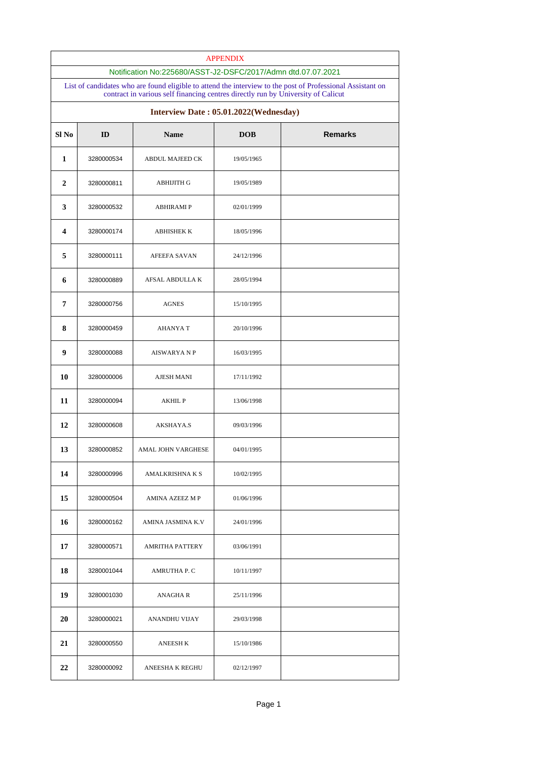## APPENDIX

Notification No:225680/ASST-J2-DSFC/2017/Admn dtd.07.07.2021

List of candidates who are found eligible to attend the interview to the post of Professional Assistant on contract in various self financing centres directly run by University of Calicut

### Interview Date : 05.01.2022(Wednesday)

| Sl No | ID | Name | DOB | Remarks |
|---|---|---|---|---|
| 1 | 3280000534 | ABDUL MAJEED CK | 19/05/1965 | |
| 2 | 3280000811 | ABHIJITH G | 19/05/1989 | |
| 3 | 3280000532 | ABHIRAMI P | 02/01/1999 | |
| 4 | 3280000174 | ABHISHEK K | 18/05/1996 | |
| 5 | 3280000111 | AFEEFA SAVAN | 24/12/1996 | |
| 6 | 3280000889 | AFSAL ABDULLA K | 28/05/1994 | |
| 7 | 3280000756 | AGNES | 15/10/1995 | |
| 8 | 3280000459 | AHANYA T | 20/10/1996 | |
| 9 | 3280000088 | AISWARYA N P | 16/03/1995 | |
| 10 | 3280000006 | AJESH MANI | 17/11/1992 | |
| 11 | 3280000094 | AKHIL P | 13/06/1998 | |
| 12 | 3280000608 | AKSHAYA.S | 09/03/1996 | |
| 13 | 3280000852 | AMAL JOHN VARGHESE | 04/01/1995 | |
| 14 | 3280000996 | AMALKRISHNA K S | 10/02/1995 | |
| 15 | 3280000504 | AMINA AZEEZ M P | 01/06/1996 | |
| 16 | 3280000162 | AMINA JASMINA K.V | 24/01/1996 | |
| 17 | 3280000571 | AMRITHA PATTERY | 03/06/1991 | |
| 18 | 3280001044 | AMRUTHA P. C | 10/11/1997 | |
| 19 | 3280001030 | ANAGHA R | 25/11/1996 | |
| 20 | 3280000021 | ANANDHU VIJAY | 29/03/1998 | |
| 21 | 3280000550 | ANEESH K | 15/10/1986 | |
| 22 | 3280000092 | ANEESHA K REGHU | 02/12/1997 | |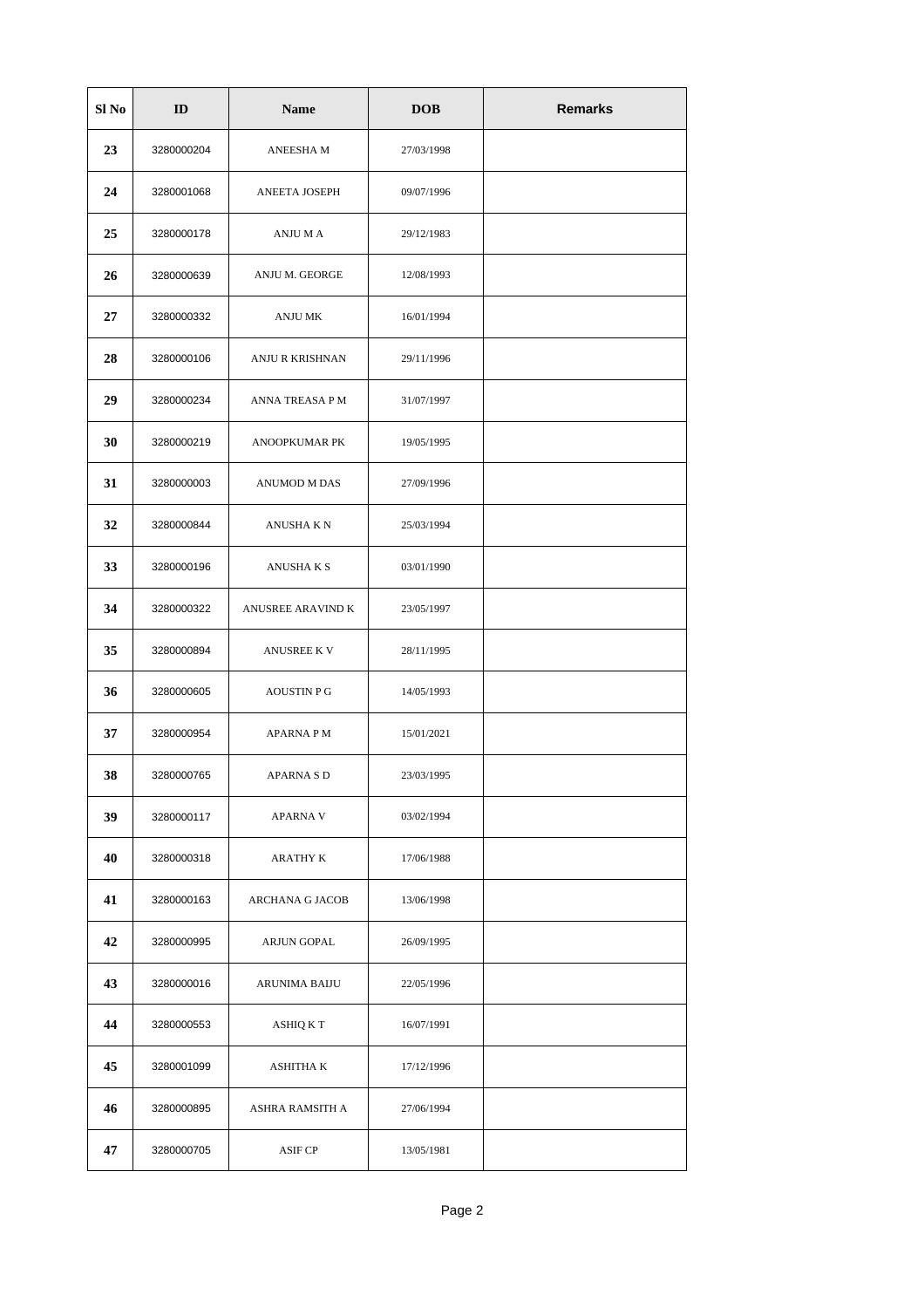| Sl No | ID | Name | DOB | Remarks |
|---|---|---|---|---|
| 23 | 3280000204 | ANEESHA M | 27/03/1998 | |
| 24 | 3280001068 | ANEETA JOSEPH | 09/07/1996 | |
| 25 | 3280000178 | ANJU M A | 29/12/1983 | |
| 26 | 3280000639 | ANJU M. GEORGE | 12/08/1993 | |
| 27 | 3280000332 | ANJU MK | 16/01/1994 | |
| 28 | 3280000106 | ANJU R KRISHNAN | 29/11/1996 | |
| 29 | 3280000234 | ANNA TREASA P M | 31/07/1997 | |
| 30 | 3280000219 | ANOOPKUMAR PK | 19/05/1995 | |
| 31 | 3280000003 | ANUMOD M DAS | 27/09/1996 | |
| 32 | 3280000844 | ANUSHA K N | 25/03/1994 | |
| 33 | 3280000196 | ANUSHA K S | 03/01/1990 | |
| 34 | 3280000322 | ANUSREE ARAVIND K | 23/05/1997 | |
| 35 | 3280000894 | ANUSREE K V | 28/11/1995 | |
| 36 | 3280000605 | AOUSTIN P G | 14/05/1993 | |
| 37 | 3280000954 | APARNA P M | 15/01/2021 | |
| 38 | 3280000765 | APARNA S D | 23/03/1995 | |
| 39 | 3280000117 | APARNA V | 03/02/1994 | |
| 40 | 3280000318 | ARATHY K | 17/06/1988 | |
| 41 | 3280000163 | ARCHANA G JACOB | 13/06/1998 | |
| 42 | 3280000995 | ARJUN GOPAL | 26/09/1995 | |
| 43 | 3280000016 | ARUNIMA BAIJU | 22/05/1996 | |
| 44 | 3280000553 | ASHIQ K T | 16/07/1991 | |
| 45 | 3280001099 | ASHITHA K | 17/12/1996 | |
| 46 | 3280000895 | ASHRA RAMSITH A | 27/06/1994 | |
| 47 | 3280000705 | ASIF CP | 13/05/1981 | |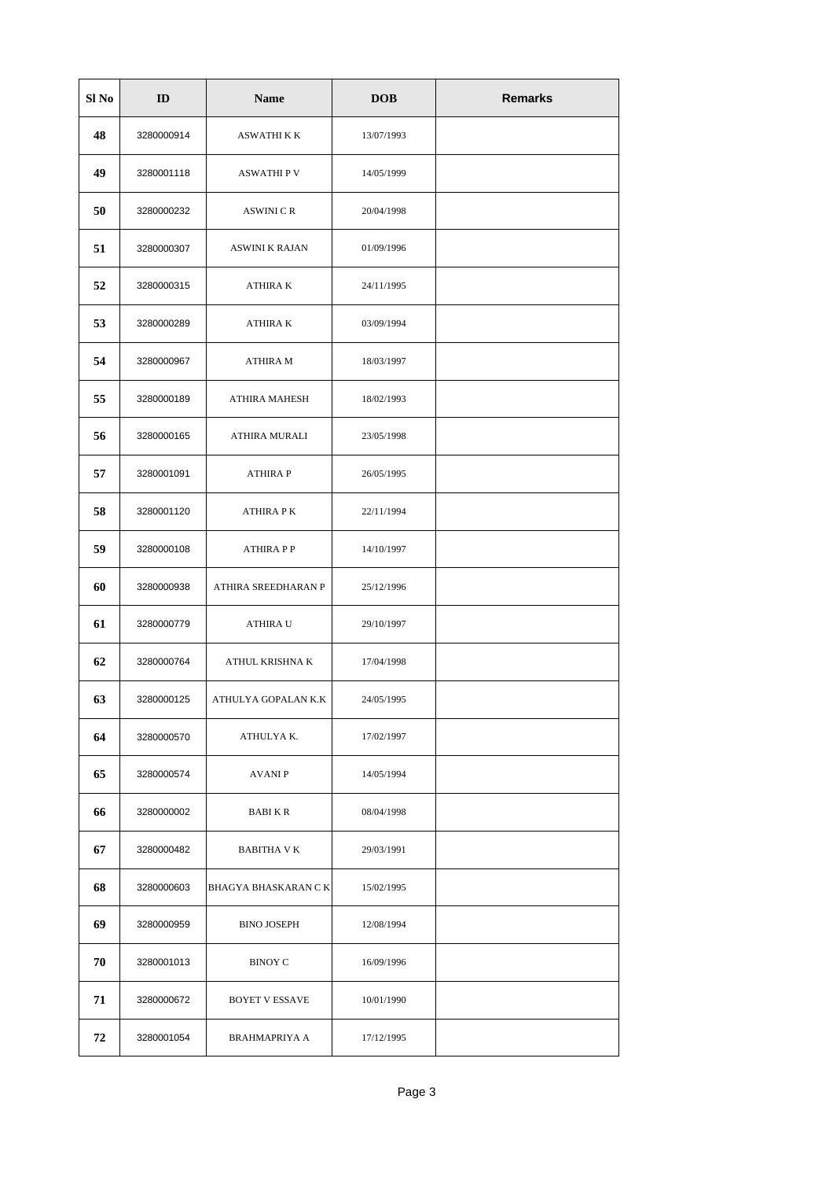| Sl No | ID | Name | DOB | Remarks |
|---|---|---|---|---|
| 48 | 3280000914 | ASWATHI K K | 13/07/1993 | |
| 49 | 3280001118 | ASWATHI P V | 14/05/1999 | |
| 50 | 3280000232 | ASWINI C R | 20/04/1998 | |
| 51 | 3280000307 | ASWINI K RAJAN | 01/09/1996 | |
| 52 | 3280000315 | ATHIRA K | 24/11/1995 | |
| 53 | 3280000289 | ATHIRA K | 03/09/1994 | |
| 54 | 3280000967 | ATHIRA M | 18/03/1997 | |
| 55 | 3280000189 | ATHIRA MAHESH | 18/02/1993 | |
| 56 | 3280000165 | ATHIRA MURALI | 23/05/1998 | |
| 57 | 3280001091 | ATHIRA P | 26/05/1995 | |
| 58 | 3280001120 | ATHIRA P K | 22/11/1994 | |
| 59 | 3280000108 | ATHIRA P P | 14/10/1997 | |
| 60 | 3280000938 | ATHIRA SREEDHARAN P | 25/12/1996 | |
| 61 | 3280000779 | ATHIRA U | 29/10/1997 | |
| 62 | 3280000764 | ATHUL KRISHNA K | 17/04/1998 | |
| 63 | 3280000125 | ATHULYA GOPALAN K.K | 24/05/1995 | |
| 64 | 3280000570 | ATHULYA K. | 17/02/1997 | |
| 65 | 3280000574 | AVANI P | 14/05/1994 | |
| 66 | 3280000002 | BABI K R | 08/04/1998 | |
| 67 | 3280000482 | BABITHA V K | 29/03/1991 | |
| 68 | 3280000603 | BHAGYA BHASKARAN C K | 15/02/1995 | |
| 69 | 3280000959 | BINO JOSEPH | 12/08/1994 | |
| 70 | 3280001013 | BINOY C | 16/09/1996 | |
| 71 | 3280000672 | BOYET V ESSAVE | 10/01/1990 | |
| 72 | 3280001054 | BRAHMAPRIYA A | 17/12/1995 | |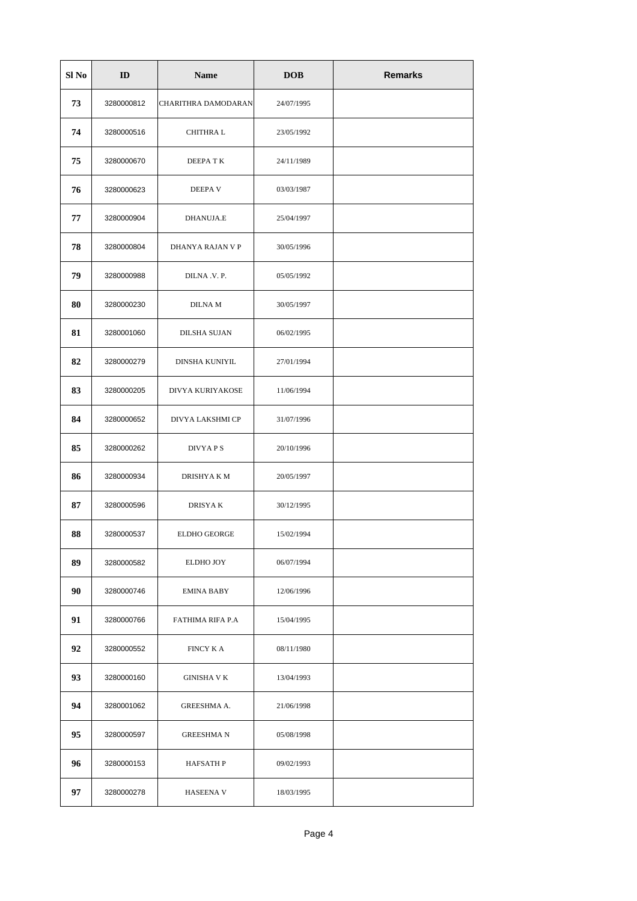| Sl No | ID | Name | DOB | Remarks |
|---|---|---|---|---|
| 73 | 3280000812 | CHARITHRA DAMODARAN | 24/07/1995 | |
| 74 | 3280000516 | CHITHRA L | 23/05/1992 | |
| 75 | 3280000670 | DEEPA T K | 24/11/1989 | |
| 76 | 3280000623 | DEEPA V | 03/03/1987 | |
| 77 | 3280000904 | DHANUJA.E | 25/04/1997 | |
| 78 | 3280000804 | DHANYA RAJAN V P | 30/05/1996 | |
| 79 | 3280000988 | DILNA .V. P. | 05/05/1992 | |
| 80 | 3280000230 | DILNA M | 30/05/1997 | |
| 81 | 3280001060 | DILSHA SUJAN | 06/02/1995 | |
| 82 | 3280000279 | DINSHA KUNIYIL | 27/01/1994 | |
| 83 | 3280000205 | DIVYA KURIYAKOSE | 11/06/1994 | |
| 84 | 3280000652 | DIVYA LAKSHMI CP | 31/07/1996 | |
| 85 | 3280000262 | DIVYA P S | 20/10/1996 | |
| 86 | 3280000934 | DRISHYA K M | 20/05/1997 | |
| 87 | 3280000596 | DRISYA K | 30/12/1995 | |
| 88 | 3280000537 | ELDHO GEORGE | 15/02/1994 | |
| 89 | 3280000582 | ELDHO JOY | 06/07/1994 | |
| 90 | 3280000746 | EMINA BABY | 12/06/1996 | |
| 91 | 3280000766 | FATHIMA RIFA P.A | 15/04/1995 | |
| 92 | 3280000552 | FINCY K A | 08/11/1980 | |
| 93 | 3280000160 | GINISHA V K | 13/04/1993 | |
| 94 | 3280001062 | GREESHMA A. | 21/06/1998 | |
| 95 | 3280000597 | GREESHMA N | 05/08/1998 | |
| 96 | 3280000153 | HAFSATH P | 09/02/1993 | |
| 97 | 3280000278 | HASEENA V | 18/03/1995 | |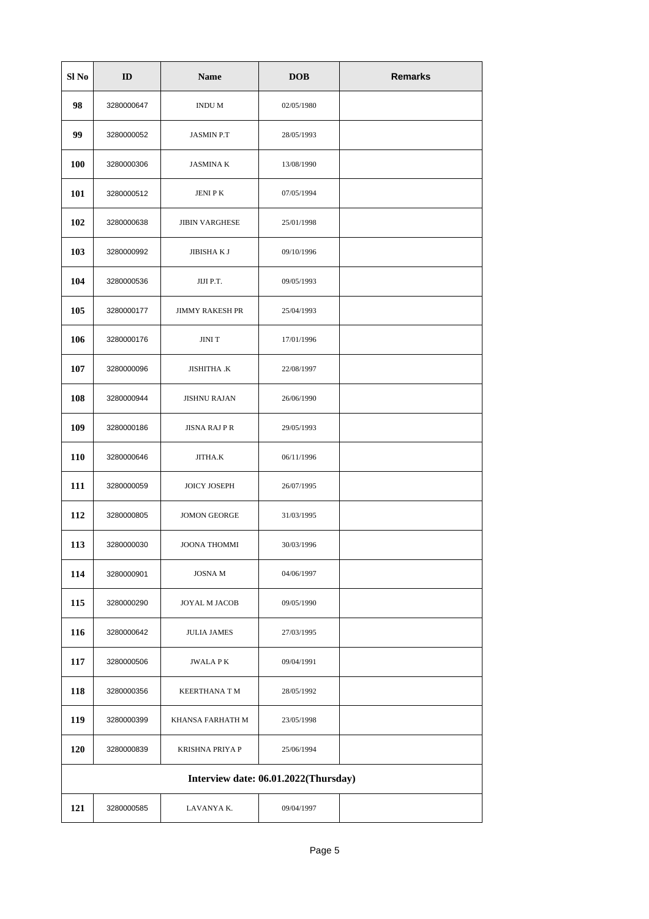| Sl No | ID | Name | DOB | Remarks |
|---|---|---|---|---|
| 98 | 3280000647 | INDU M | 02/05/1980 | |
| 99 | 3280000052 | JASMIN P.T | 28/05/1993 | |
| 100 | 3280000306 | JASMINA K | 13/08/1990 | |
| 101 | 3280000512 | JENI P K | 07/05/1994 | |
| 102 | 3280000638 | JIBIN VARGHESE | 25/01/1998 | |
| 103 | 3280000992 | JIBISHA K J | 09/10/1996 | |
| 104 | 3280000536 | JIJI P.T. | 09/05/1993 | |
| 105 | 3280000177 | JIMMY RAKESH PR | 25/04/1993 | |
| 106 | 3280000176 | JINI T | 17/01/1996 | |
| 107 | 3280000096 | JISHITHA .K | 22/08/1997 | |
| 108 | 3280000944 | JISHNU RAJAN | 26/06/1990 | |
| 109 | 3280000186 | JISNA RAJ P R | 29/05/1993 | |
| 110 | 3280000646 | JITHA.K | 06/11/1996 | |
| 111 | 3280000059 | JOICY JOSEPH | 26/07/1995 | |
| 112 | 3280000805 | JOMON GEORGE | 31/03/1995 | |
| 113 | 3280000030 | JOONA THOMMI | 30/03/1996 | |
| 114 | 3280000901 | JOSNA M | 04/06/1997 | |
| 115 | 3280000290 | JOYAL M JACOB | 09/05/1990 | |
| 116 | 3280000642 | JULIA JAMES | 27/03/1995 | |
| 117 | 3280000506 | JWALA P K | 09/04/1991 | |
| 118 | 3280000356 | KEERTHANA T M | 28/05/1992 | |
| 119 | 3280000399 | KHANSA FARHATH M | 23/05/1998 | |
| 120 | 3280000839 | KRISHNA PRIYA P | 25/06/1994 | |
| **Interview date: 06.01.2022(Thursday)** | | | | |
| 121 | 3280000585 | LAVANYA K. | 09/04/1997 | |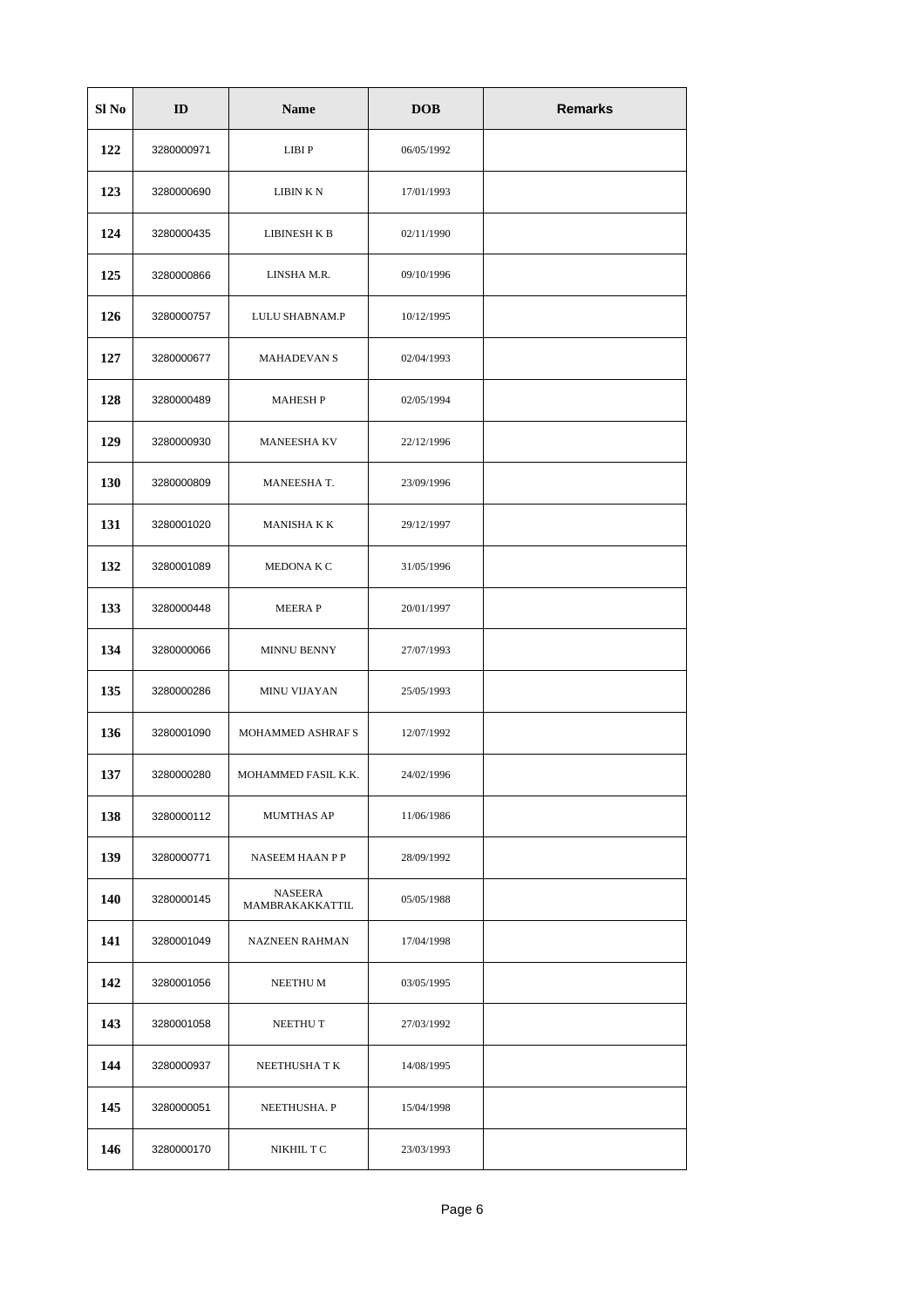| Sl No | ID | Name | DOB | Remarks |
|---|---|---|---|---|
| 122 | 3280000971 | LIBI P | 06/05/1992 | |
| 123 | 3280000690 | LIBIN K N | 17/01/1993 | |
| 124 | 3280000435 | LIBINESH K B | 02/11/1990 | |
| 125 | 3280000866 | LINSHA M.R. | 09/10/1996 | |
| 126 | 3280000757 | LULU SHABNAM.P | 10/12/1995 | |
| 127 | 3280000677 | MAHADEVAN S | 02/04/1993 | |
| 128 | 3280000489 | MAHESH P | 02/05/1994 | |
| 129 | 3280000930 | MANEESHA KV | 22/12/1996 | |
| 130 | 3280000809 | MANEESHA T. | 23/09/1996 | |
| 131 | 3280001020 | MANISHA K K | 29/12/1997 | |
| 132 | 3280001089 | MEDONA K C | 31/05/1996 | |
| 133 | 3280000448 | MEERA P | 20/01/1997 | |
| 134 | 3280000066 | MINNU BENNY | 27/07/1993 | |
| 135 | 3280000286 | MINU VIJAYAN | 25/05/1993 | |
| 136 | 3280001090 | MOHAMMED ASHRAF S | 12/07/1992 | |
| 137 | 3280000280 | MOHAMMED FASIL K.K. | 24/02/1996 | |
| 138 | 3280000112 | MUMTHAS AP | 11/06/1986 | |
| 139 | 3280000771 | NASEEM HAAN P P | 28/09/1992 | |
| 140 | 3280000145 | NASEERA MAMBRAKAKKATTIL | 05/05/1988 | |
| 141 | 3280001049 | NAZNEEN RAHMAN | 17/04/1998 | |
| 142 | 3280001056 | NEETHU M | 03/05/1995 | |
| 143 | 3280001058 | NEETHU T | 27/03/1992 | |
| 144 | 3280000937 | NEETHUSHA T K | 14/08/1995 | |
| 145 | 3280000051 | NEETHUSHA. P | 15/04/1998 | |
| 146 | 3280000170 | NIKHIL T C | 23/03/1993 | |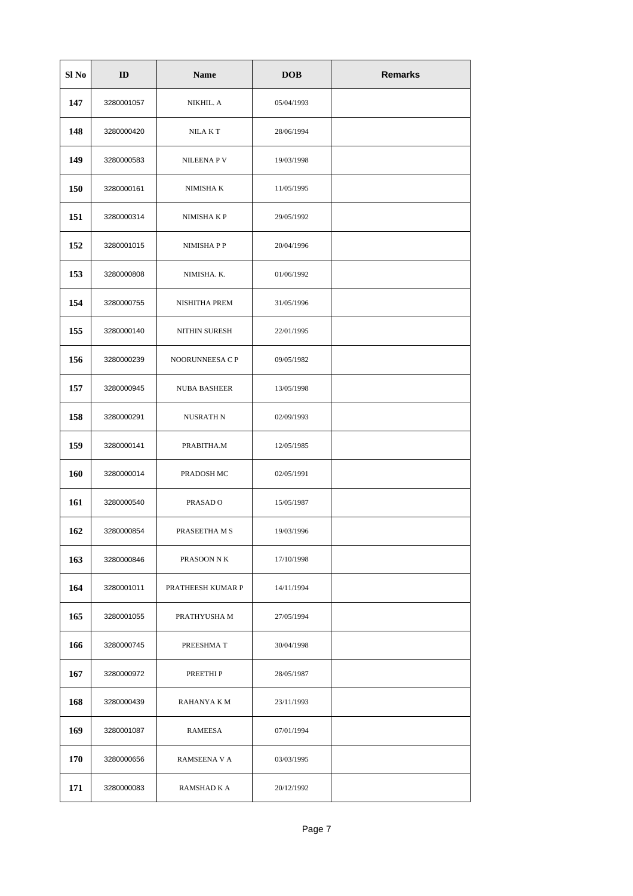| Sl No | ID | Name | DOB | Remarks |
|---|---|---|---|---|
| 147 | 3280001057 | NIKHIL. A | 05/04/1993 | |
| 148 | 3280000420 | NILA K T | 28/06/1994 | |
| 149 | 3280000583 | NILEENA P V | 19/03/1998 | |
| 150 | 3280000161 | NIMISHA K | 11/05/1995 | |
| 151 | 3280000314 | NIMISHA K P | 29/05/1992 | |
| 152 | 3280001015 | NIMISHA P P | 20/04/1996 | |
| 153 | 3280000808 | NIMISHA. K. | 01/06/1992 | |
| 154 | 3280000755 | NISHITHA PREM | 31/05/1996 | |
| 155 | 3280000140 | NITHIN SURESH | 22/01/1995 | |
| 156 | 3280000239 | NOORUNNEESA C P | 09/05/1982 | |
| 157 | 3280000945 | NUBA BASHEER | 13/05/1998 | |
| 158 | 3280000291 | NUSRATH N | 02/09/1993 | |
| 159 | 3280000141 | PRABITHA.M | 12/05/1985 | |
| 160 | 3280000014 | PRADOSH MC | 02/05/1991 | |
| 161 | 3280000540 | PRASAD O | 15/05/1987 | |
| 162 | 3280000854 | PRASEETHA M S | 19/03/1996 | |
| 163 | 3280000846 | PRASOON N K | 17/10/1998 | |
| 164 | 3280001011 | PRATHEESH KUMAR P | 14/11/1994 | |
| 165 | 3280001055 | PRATHYUSHA M | 27/05/1994 | |
| 166 | 3280000745 | PREESHMA T | 30/04/1998 | |
| 167 | 3280000972 | PREETHI P | 28/05/1987 | |
| 168 | 3280000439 | RAHANYA K M | 23/11/1993 | |
| 169 | 3280001087 | RAMEESA | 07/01/1994 | |
| 170 | 3280000656 | RAMSEENA V A | 03/03/1995 | |
| 171 | 3280000083 | RAMSHAD K A | 20/12/1992 | |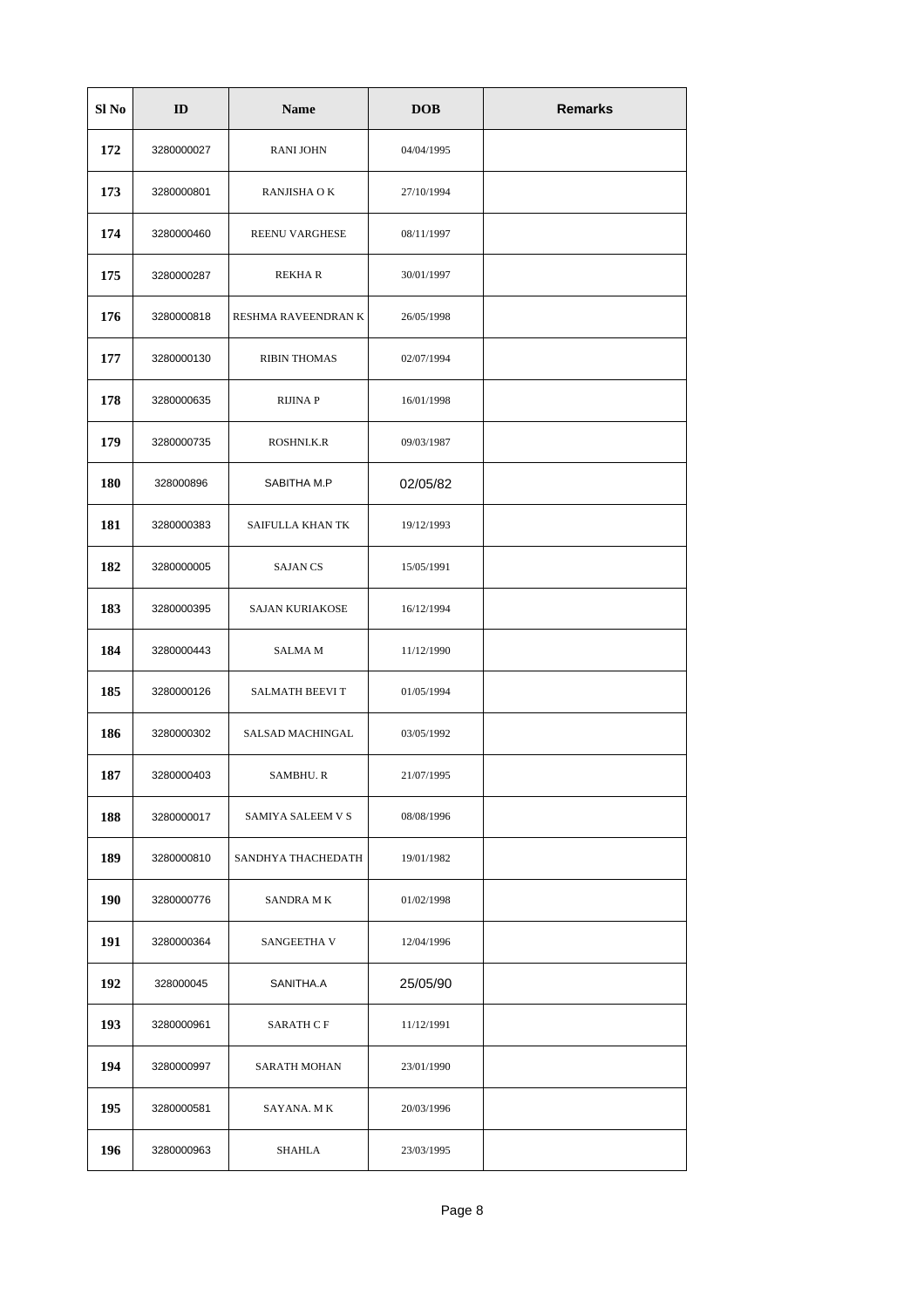| Sl No | ID | Name | DOB | Remarks |
|---|---|---|---|---|
| 172 | 3280000027 | RANI JOHN | 04/04/1995 | |
| 173 | 3280000801 | RANJISHA O K | 27/10/1994 | |
| 174 | 3280000460 | REENU VARGHESE | 08/11/1997 | |
| 175 | 3280000287 | REKHA R | 30/01/1997 | |
| 176 | 3280000818 | RESHMA RAVEENDRAN K | 26/05/1998 | |
| 177 | 3280000130 | RIBIN THOMAS | 02/07/1994 | |
| 178 | 3280000635 | RIJINA P | 16/01/1998 | |
| 179 | 3280000735 | ROSHNI.K.R | 09/03/1987 | |
| 180 | 328000896 | SABITHA M.P | 02/05/82 | |
| 181 | 3280000383 | SAIFULLA KHAN TK | 19/12/1993 | |
| 182 | 3280000005 | SAJAN CS | 15/05/1991 | |
| 183 | 3280000395 | SAJAN KURIAKOSE | 16/12/1994 | |
| 184 | 3280000443 | SALMA M | 11/12/1990 | |
| 185 | 3280000126 | SALMATH BEEVI T | 01/05/1994 | |
| 186 | 3280000302 | SALSAD MACHINGAL | 03/05/1992 | |
| 187 | 3280000403 | SAMBHU. R | 21/07/1995 | |
| 188 | 3280000017 | SAMIYA SALEEM V S | 08/08/1996 | |
| 189 | 3280000810 | SANDHYA THACHEDATH | 19/01/1982 | |
| 190 | 3280000776 | SANDRA M K | 01/02/1998 | |
| 191 | 3280000364 | SANGEETHA V | 12/04/1996 | |
| 192 | 328000045 | SANITHA.A | 25/05/90 | |
| 193 | 3280000961 | SARATH C F | 11/12/1991 | |
| 194 | 3280000997 | SARATH MOHAN | 23/01/1990 | |
| 195 | 3280000581 | SAYANA. M K | 20/03/1996 | |
| 196 | 3280000963 | SHAHLA | 23/03/1995 | |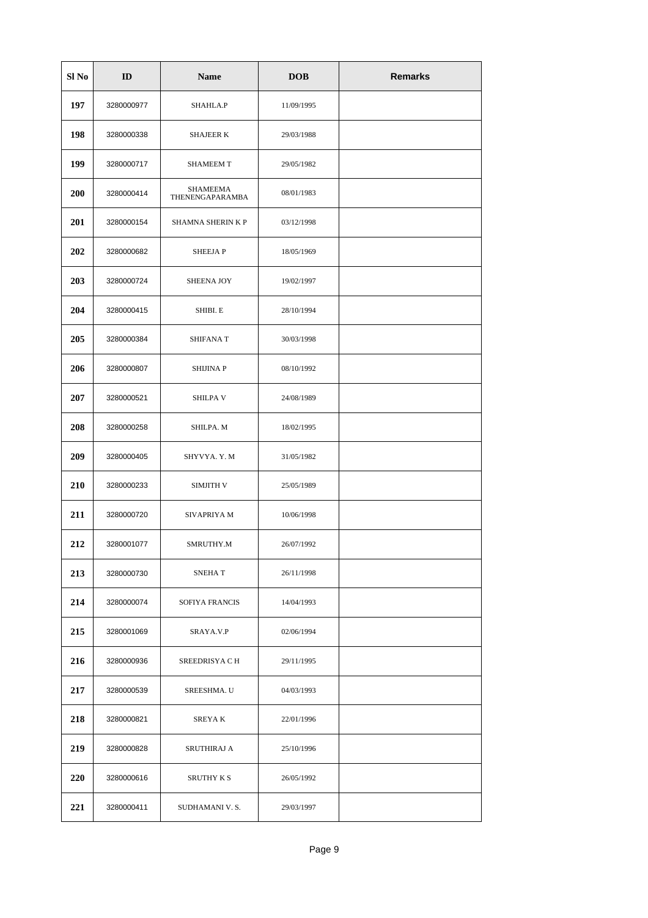| Sl No | ID | Name | DOB | Remarks |
|---|---|---|---|---|
| 197 | 3280000977 | SHAHLA.P | 11/09/1995 | |
| 198 | 3280000338 | SHAJEER K | 29/03/1988 | |
| 199 | 3280000717 | SHAMEEM T | 29/05/1982 | |
| 200 | 3280000414 | SHAMEEMA THENENGAPARAMBA | 08/01/1983 | |
| 201 | 3280000154 | SHAMNA SHERIN K P | 03/12/1998 | |
| 202 | 3280000682 | SHEEJA P | 18/05/1969 | |
| 203 | 3280000724 | SHEENA JOY | 19/02/1997 | |
| 204 | 3280000415 | SHIBI. E | 28/10/1994 | |
| 205 | 3280000384 | SHIFANA T | 30/03/1998 | |
| 206 | 3280000807 | SHIJINA P | 08/10/1992 | |
| 207 | 3280000521 | SHILPA V | 24/08/1989 | |
| 208 | 3280000258 | SHILPA. M | 18/02/1995 | |
| 209 | 3280000405 | SHYVYA. Y. M | 31/05/1982 | |
| 210 | 3280000233 | SIMJITH V | 25/05/1989 | |
| 211 | 3280000720 | SIVAPRIYA M | 10/06/1998 | |
| 212 | 3280001077 | SMRUTHY.M | 26/07/1992 | |
| 213 | 3280000730 | SNEHA T | 26/11/1998 | |
| 214 | 3280000074 | SOFIYA FRANCIS | 14/04/1993 | |
| 215 | 3280001069 | SRAYA.V.P | 02/06/1994 | |
| 216 | 3280000936 | SREEDRISYA C H | 29/11/1995 | |
| 217 | 3280000539 | SREESHMA. U | 04/03/1993 | |
| 218 | 3280000821 | SREYA K | 22/01/1996 | |
| 219 | 3280000828 | SRUTHIRAJ A | 25/10/1996 | |
| 220 | 3280000616 | SRUTHY K S | 26/05/1992 | |
| 221 | 3280000411 | SUDHAMANI V. S. | 29/03/1997 | |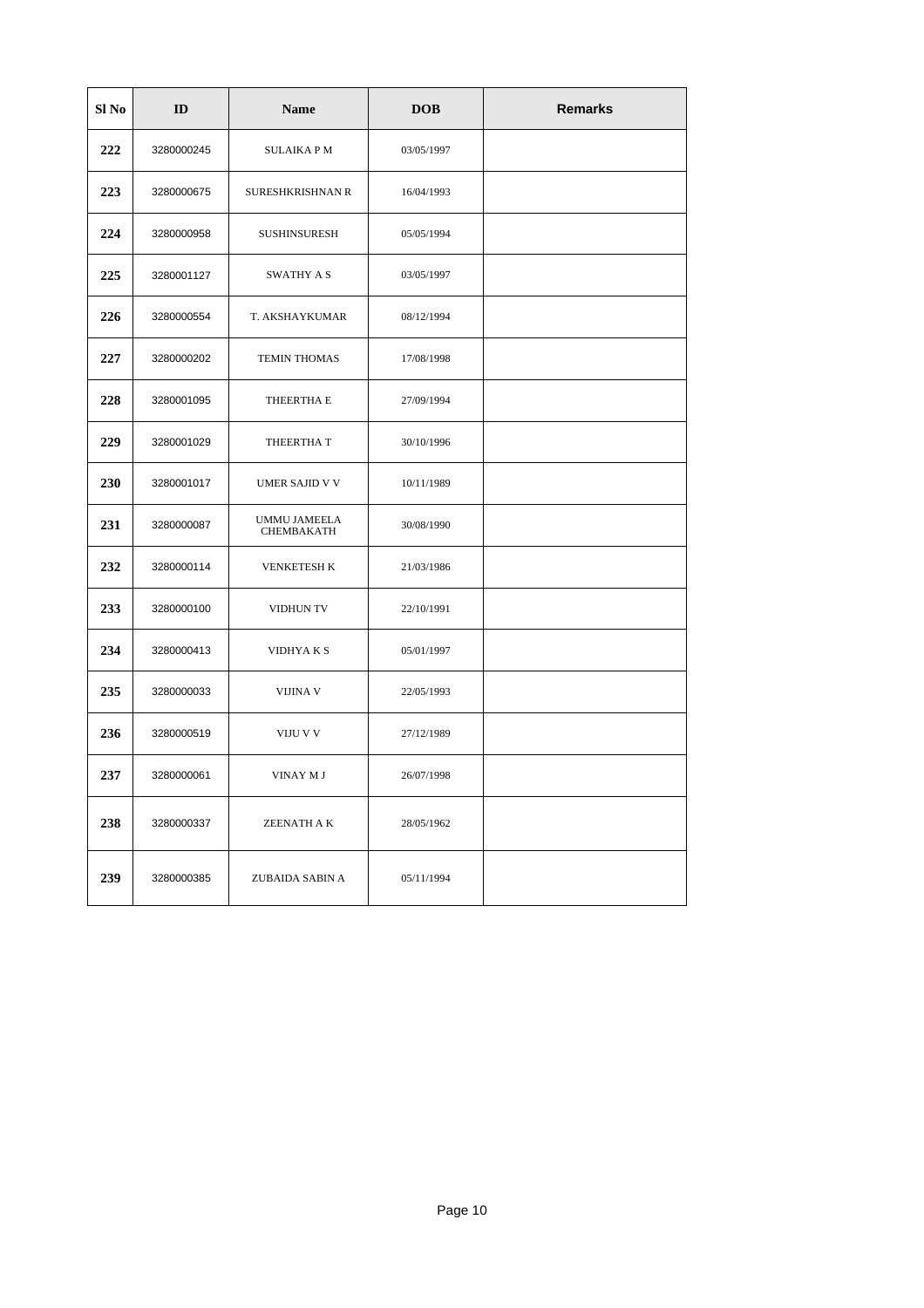| Sl No | ID | Name | DOB | Remarks |
|---|---|---|---|---|
| 222 | 3280000245 | SULAIKA P M | 03/05/1997 | |
| 223 | 3280000675 | SURESHKRISHNAN R | 16/04/1993 | |
| 224 | 3280000958 | SUSHINSURESH | 05/05/1994 | |
| 225 | 3280001127 | SWATHY A S | 03/05/1997 | |
| 226 | 3280000554 | T. AKSHAYKUMAR | 08/12/1994 | |
| 227 | 3280000202 | TEMIN THOMAS | 17/08/1998 | |
| 228 | 3280001095 | THEERTHA E | 27/09/1994 | |
| 229 | 3280001029 | THEERTHA T | 30/10/1996 | |
| 230 | 3280001017 | UMER SAJID V V | 10/11/1989 | |
| 231 | 3280000087 | UMMU JAMEELA CHEMBAKATH | 30/08/1990 | |
| 232 | 3280000114 | VENKETESH K | 21/03/1986 | |
| 233 | 3280000100 | VIDHUN TV | 22/10/1991 | |
| 234 | 3280000413 | VIDHYA K S | 05/01/1997 | |
| 235 | 3280000033 | VIJINA V | 22/05/1993 | |
| 236 | 3280000519 | VIJU V V | 27/12/1989 | |
| 237 | 3280000061 | VINAY M J | 26/07/1998 | |
| 238 | 3280000337 | ZEENATH A K | 28/05/1962 | |
| 239 | 3280000385 | ZUBAIDA SABIN A | 05/11/1994 | |